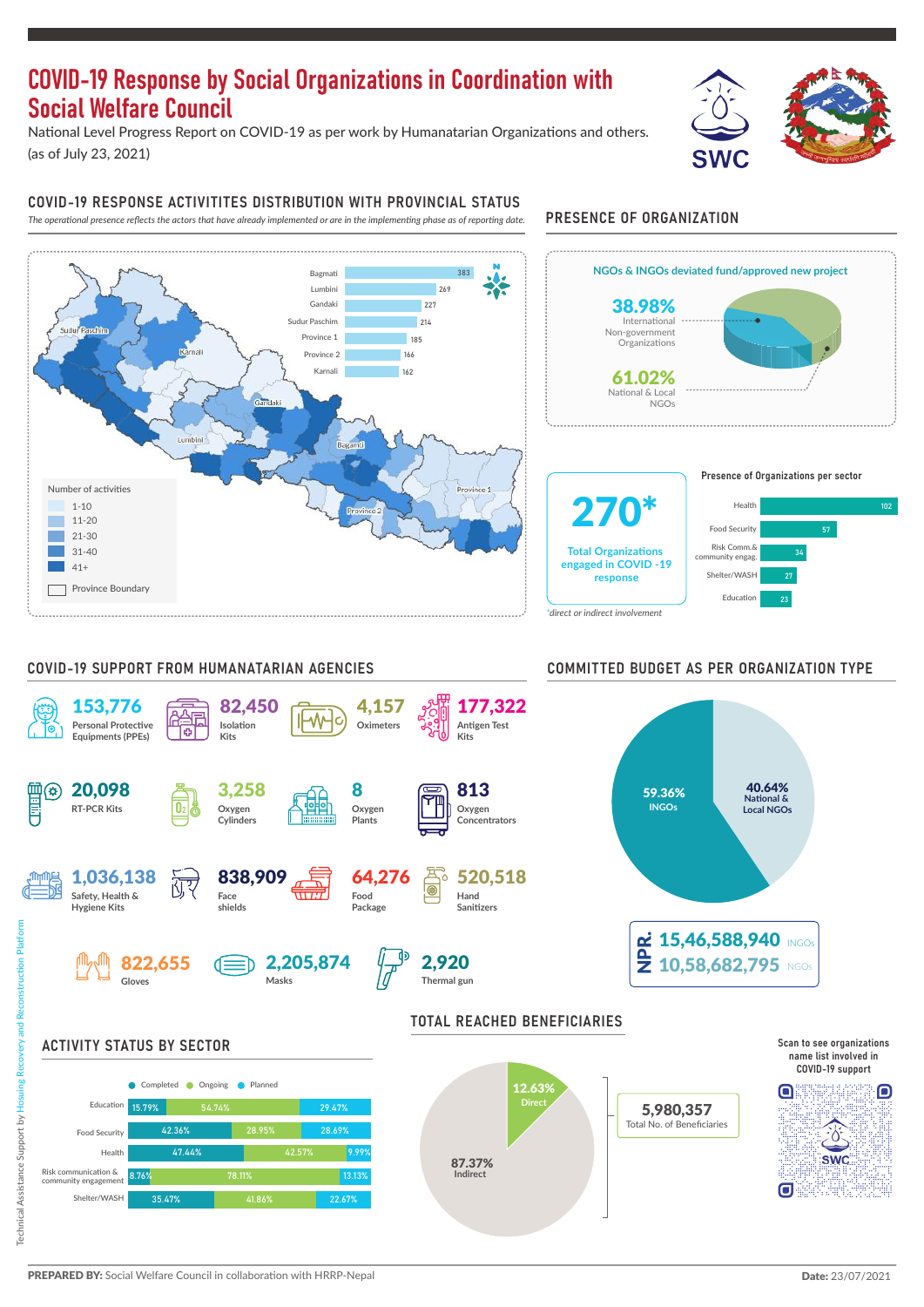# COVID-19 Response by Social Organizations in Coordination with Social Welfare Council

National Level Progress Report on COVID-19 as per work by Humanatarian Organizations and others.
(as of July 23, 2021)

SWC

## COVID-19 RESPONSE ACTIVITITES DISTRIBUTION WITH PROVINCIAL STATUS

*The operational presence reflects the actors that have already implemented or are in the implementing phase as of reporting date.*

Bagmati 383
Lumbini 269
Gandaki 227
Sudur Paschim 214
Province 1 185
Province 2 166
Karnali 162

Sudur Paschim
Karnali
Gandaki
Lumbini
Bagamti
Province 2
Province 1

Number of activities
1-10
11-20
21-30
31-40
41+
Province Boundary

## PRESENCE OF ORGANIZATION

NGOs & INGOs deviated fund/approved new project

38.98% International Non-government Organizations

61.02% National & Local NGOs

**270*** Total Organizations engaged in COVID -19 response

*direct or indirect involvement

Presence of Organizations per sector

Health 102
Food Security 57
Risk Comm.& community engag. 34
Shelter/WASH 27
Education 23

## COVID-19 SUPPORT FROM HUMANATARIAN AGENCIES

- **153,776** Personal Protective Equipments (PPEs)
- **82,450** Isolation Kits
- **4,157** Oximeters
- **177,322** Antigen Test Kits
- **20,098** RT-PCR Kits
- **3,258** Oxygen Cylinders
- **8** Oxygen Plants
- **813** Oxygen Concentrators
- **1,036,138** Safety, Health & Hygiene Kits
- **838,909** Face shields
- **64,276** Food Package
- **520,518** Hand Sanitizers
- **822,655** Gloves
- **2,205,874** Masks
- **2,920** Thermal gun

## COMMITTED BUDGET AS PER ORGANIZATION TYPE

59.36% INGOs
40.64% National & Local NGOs

NPR: 15,46,588,940 INGOs
10,58,682,795 NGOs

## ACTIVITY STATUS BY SECTOR

Completed
Ongoing
Planned

Education 15.79% 54.74% 29.47%
Food Security 42.36% 28.95% 28.69%
Health 47.44% 42.57% 9.99%
Risk communication & community engagement 8.76% 78.11% 13.13%
Shelter/WASH 35.47% 41.86% 22.67%

## TOTAL REACHED BENEFICIARIES

12.63% Direct
87.37% Indirect

**5,980,357** Total No. of Beneficiaries

Scan to see organizations name list involved in COVID-19 support

Technical Assistance Support by Housing Recovery and Reconstruction Platform

**PREPARED BY:** Social Welfare Council in collaboration with HRRP-Nepal

**Date:** 23/07/2021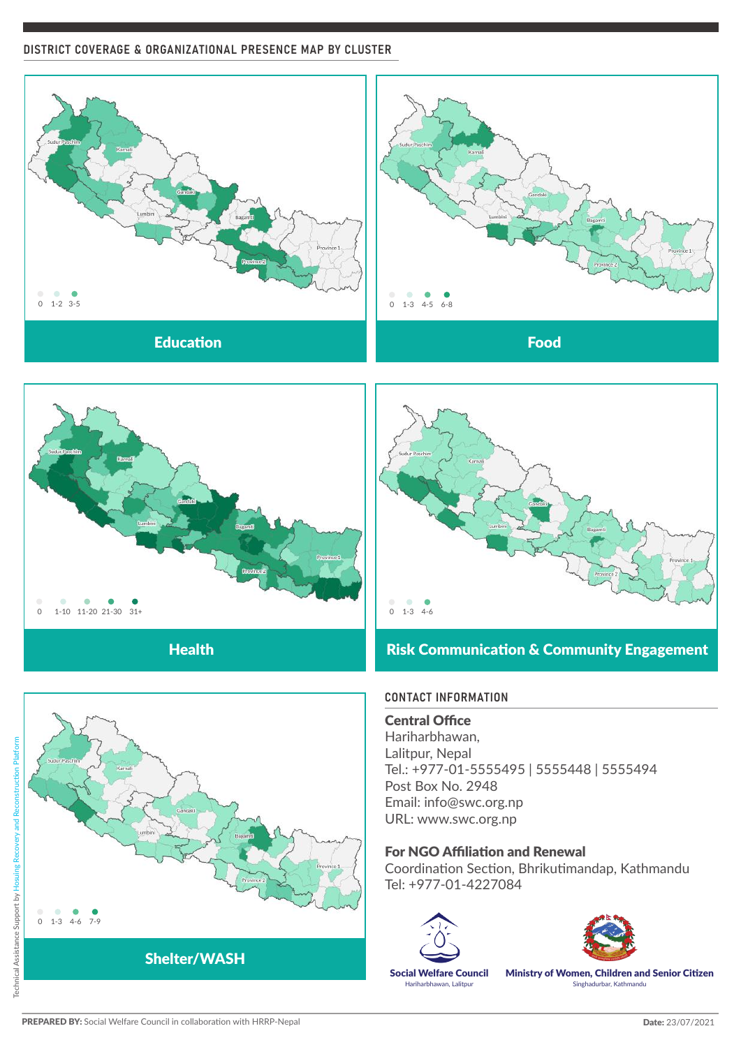## DISTRICT COVERAGE & ORGANIZATIONAL PRESENCE MAP BY CLUSTER

Sudur Paschim
Karnali
Gandaki
Lumbini
Bagamti
Province 1
Province 2

0 1-2 3-5

**Education**

Sudur Paschim
Karnali
Gandaki
Lumbini
Bagamti
Province 1
Province 2

0 1-3 4-5 6-8

**Food**

Sudur Paschim
Karnali
Gandaki
Lumbini
Bagamti
Province 1
Province 2

0 1-10 11-20 21-30 31+

**Health**

Sudur Paschim
Karnali
Gandaki
Lumbini
Bagamti
Province 1
Province 2

0 1-3 4-6

**Risk Communication & Community Engagement**

Sudur Paschim
Karnali
Gandaki
Lumbini
Bagamti
Province 1
Province 2

0 1-3 4-6 7-9

**Shelter/WASH**

### CONTACT INFORMATION

**Central Office**
Hariharbhawan,
Lalitpur, Nepal
Tel.: +977-01-5555495 | 5555448 | 5555494
Post Box No. 2948
Email: info@swc.org.np
URL: www.swc.org.np

**For NGO Affiliation and Renewal**
Coordination Section, Bhrikutimandap, Kathmandu
Tel: +977-01-4227084

**Social Welfare Council**
Hariharbhawan, Lalitpur

**Ministry of Women, Children and Senior Citizen**
Singhadurbar, Kathmandu

Technical Assistance Support by Housing Recovery and Reconstruction Platform

**PREPARED BY:** Social Welfare Council in collaboration with HRRP-Nepal

**Date:** 23/07/2021